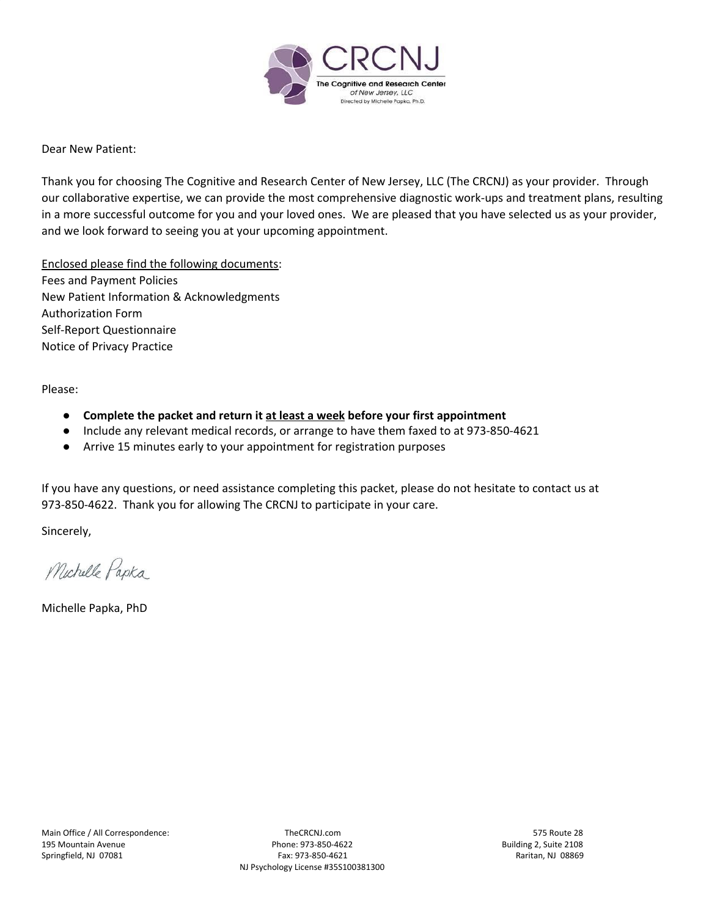CRCNJ

The Cognitive and Research Center of New Jersey, LLC

Directed by Michelle Papka, Ph.D.

Dear New Patient:

Thank you for choosing The Cognitive and Research Center of New Jersey, LLC (The CRCNJ) as your provider. Through our collaborative expertise, we can provide the most comprehensive diagnostic work-ups and treatment plans, resulting in a more successful outcome for you and your loved ones. We are pleased that you have selected us as your provider, and we look forward to seeing you at your upcoming appointment.

<u>Enclosed please find the following documents</u>:
Fees and Payment Policies
New Patient Information & Acknowledgments
Authorization Form
Self-Report Questionnaire
Notice of Privacy Practice

Please:

- **Complete the packet and return it <u>at least a week</u> before your first appointment**
- Include any relevant medical records, or arrange to have them faxed to at 973-850-4621
- Arrive 15 minutes early to your appointment for registration purposes

If you have any questions, or need assistance completing this packet, please do not hesitate to contact us at 973-850-4622. Thank you for allowing The CRCNJ to participate in your care.

Sincerely,

Michelle Papka

Michelle Papka, PhD

Main Office / All Correspondence:
195 Mountain Avenue
Springfield, NJ 07081

TheCRCNJ.com
Phone: 973-850-4622
Fax: 973-850-4621
NJ Psychology License #35S100381300

575 Route 28
Building 2, Suite 2108
Raritan, NJ 08869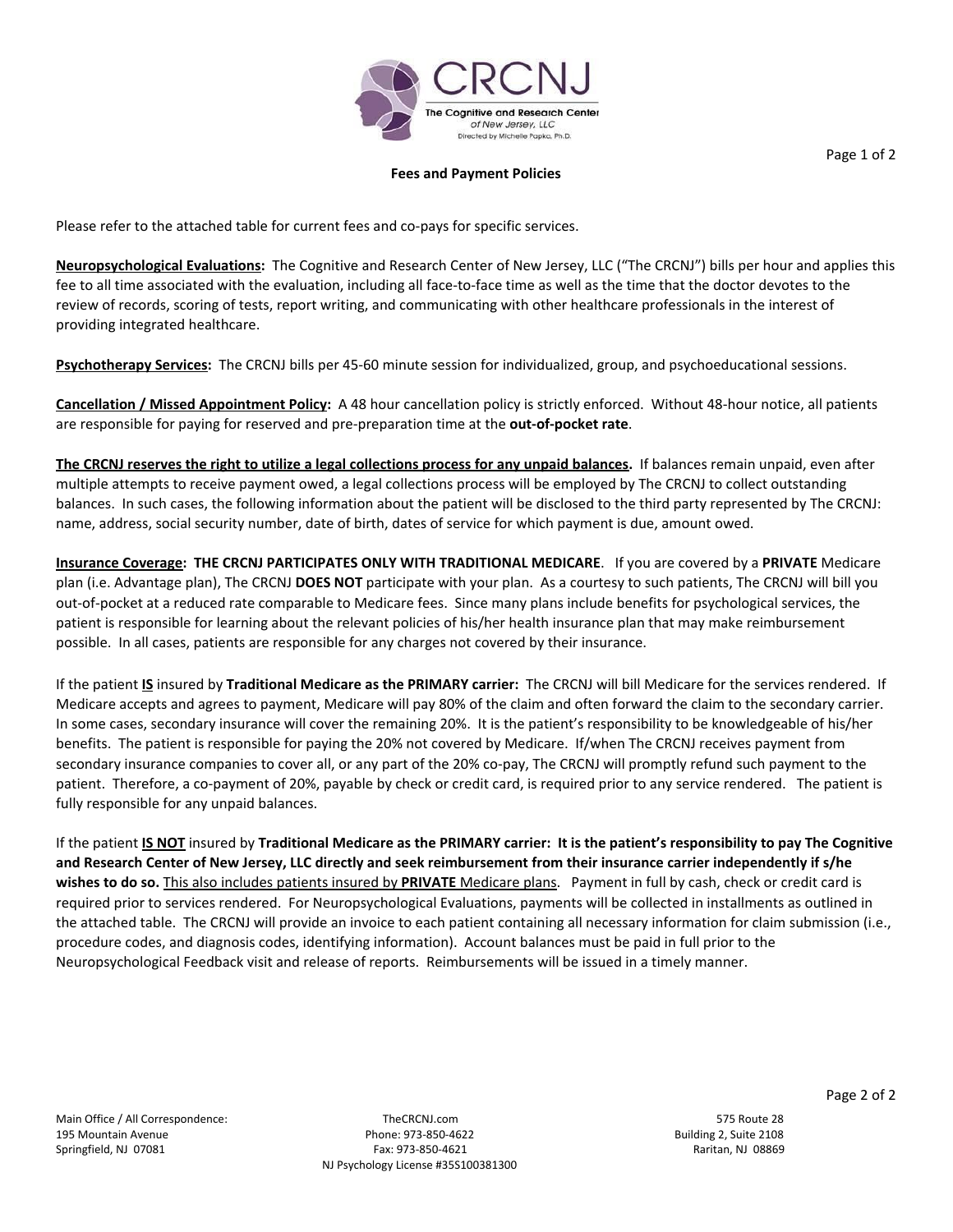**Fees and Payment Policies**

Please refer to the attached table for current fees and co-pays for specific services.

**Neuropsychological Evaluations:** The Cognitive and Research Center of New Jersey, LLC ("The CRCNJ") bills per hour and applies this fee to all time associated with the evaluation, including all face-to-face time as well as the time that the doctor devotes to the review of records, scoring of tests, report writing, and communicating with other healthcare professionals in the interest of providing integrated healthcare.

**Psychotherapy Services:** The CRCNJ bills per 45-60 minute session for individualized, group, and psychoeducational sessions.

**Cancellation / Missed Appointment Policy:** A 48 hour cancellation policy is strictly enforced. Without 48-hour notice, all patients are responsible for paying for reserved and pre-preparation time at the **out-of-pocket rate**.

**The CRCNJ reserves the right to utilize a legal collections process for any unpaid balances.** If balances remain unpaid, even after multiple attempts to receive payment owed, a legal collections process will be employed by The CRCNJ to collect outstanding balances. In such cases, the following information about the patient will be disclosed to the third party represented by The CRCNJ: name, address, social security number, date of birth, dates of service for which payment is due, amount owed.

**Insurance Coverage: THE CRCNJ PARTICIPATES ONLY WITH TRADITIONAL MEDICARE**. If you are covered by a **PRIVATE** Medicare plan (i.e. Advantage plan), The CRCNJ **DOES NOT** participate with your plan. As a courtesy to such patients, The CRCNJ will bill you out-of-pocket at a reduced rate comparable to Medicare fees. Since many plans include benefits for psychological services, the patient is responsible for learning about the relevant policies of his/her health insurance plan that may make reimbursement possible. In all cases, patients are responsible for any charges not covered by their insurance.

If the patient **IS** insured by **Traditional Medicare as the PRIMARY carrier:** The CRCNJ will bill Medicare for the services rendered. If Medicare accepts and agrees to payment, Medicare will pay 80% of the claim and often forward the claim to the secondary carrier. In some cases, secondary insurance will cover the remaining 20%. It is the patient's responsibility to be knowledgeable of his/her benefits. The patient is responsible for paying the 20% not covered by Medicare. If/when The CRCNJ receives payment from secondary insurance companies to cover all, or any part of the 20% co-pay, The CRCNJ will promptly refund such payment to the patient. Therefore, a co-payment of 20%, payable by check or credit card, is required prior to any service rendered. The patient is fully responsible for any unpaid balances.

If the patient **IS NOT** insured by **Traditional Medicare as the PRIMARY carrier: It is the patient's responsibility to pay The Cognitive and Research Center of New Jersey, LLC directly and seek reimbursement from their insurance carrier independently if s/he wishes to do so.** This also includes patients insured by **PRIVATE** Medicare plans. Payment in full by cash, check or credit card is required prior to services rendered. For Neuropsychological Evaluations, payments will be collected in installments as outlined in the attached table. The CRCNJ will provide an invoice to each patient containing all necessary information for claim submission (i.e., procedure codes, and diagnosis codes, identifying information). Account balances must be paid in full prior to the Neuropsychological Feedback visit and release of reports. Reimbursements will be issued in a timely manner.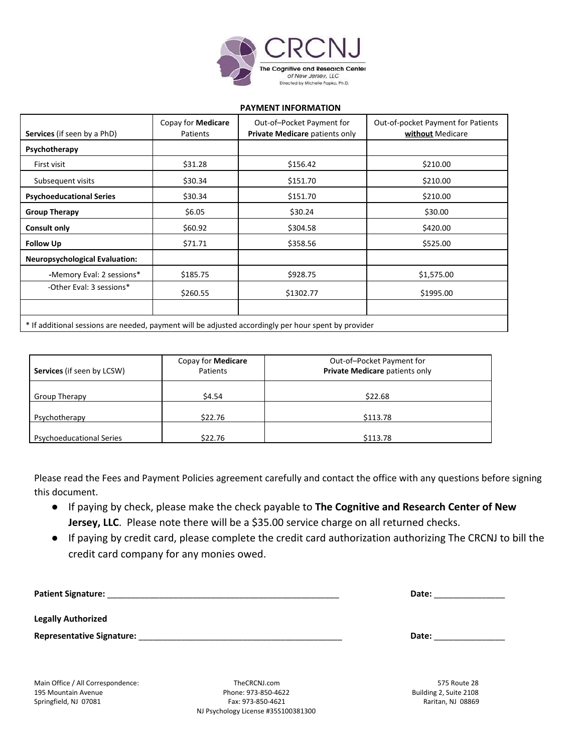CRCNJ

The Cognitive and Research Center of New Jersey, LLC

Directed by Michelle Papka, Ph.D.

**PAYMENT INFORMATION**

| **Services** (if seen by a PhD) | Copay for **Medicare** Patients | Out-of–Pocket Payment for **Private Medicare** patients only | Out-of-pocket Payment for Patients **without** Medicare |
|---|---|---|---|
| **Psychotherapy** | | | |
| First visit | $31.28 | $156.42 | $210.00 |
| Subsequent visits | $30.34 | $151.70 | $210.00 |
| **Psychoeducational Series** | $30.34 | $151.70 | $210.00 |
| **Group Therapy** | $6.05 | $30.24 | $30.00 |
| **Consult only** | $60.92 | $304.58 | $420.00 |
| **Follow Up** | $71.71 | $358.56 | $525.00 |
| **Neuropsychological Evaluation:** | | | |
| -Memory Eval: 2 sessions* | $185.75 | $928.75 | $1,575.00 |
| -Other Eval: 3 sessions* | $260.55 | $1302.77 | $1995.00 |
| | | | |

\* If additional sessions are needed, payment will be adjusted accordingly per hour spent by provider

| **Services** (if seen by LCSW) | Copay for **Medicare** Patients | Out-of–Pocket Payment for **Private Medicare** patients only |
|---|---|---|
| Group Therapy | $4.54 | $22.68 |
| Psychotherapy | $22.76 | $113.78 |
| Psychoeducational Series | $22.76 | $113.78 |

Please read the Fees and Payment Policies agreement carefully and contact the office with any questions before signing this document.

- If paying by check, please make the check payable to **The Cognitive and Research Center of New Jersey, LLC**. Please note there will be a $35.00 service charge on all returned checks.
- If paying by credit card, please complete the credit card authorization authorizing The CRCNJ to bill the credit card company for any monies owed.

**Patient Signature:** ______________________________ **Date:** ______________

**Legally Authorized Representative Signature:** ______________________________ **Date:** ______________

Main Office / All Correspondence:
195 Mountain Avenue
Springfield, NJ 07081

TheCRCNJ.com
Phone: 973-850-4622
Fax: 973-850-4621
NJ Psychology License #35S100381300

575 Route 28
Building 2, Suite 2108
Raritan, NJ 08869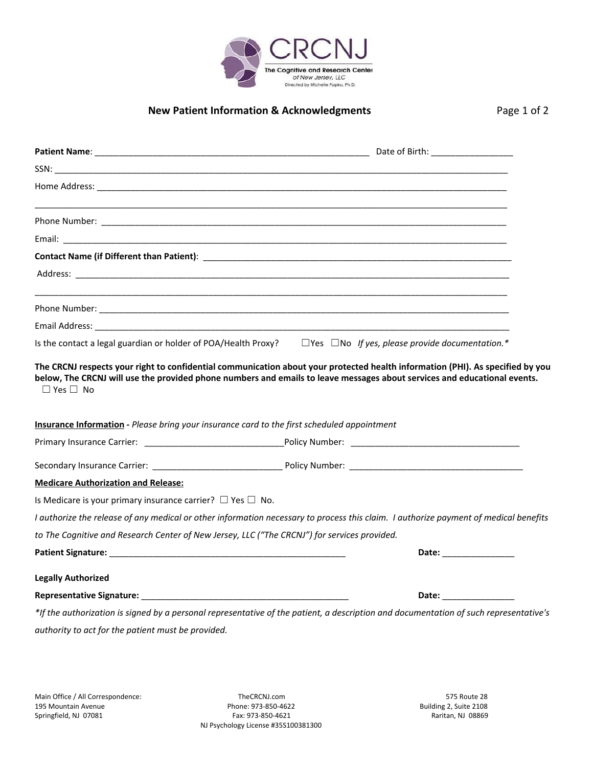CRCNJ

The Cognitive and Research Center of New Jersey, LLC

Directed by Michelle Papka, Ph.D.

## New Patient Information & Acknowledgments

**Patient Name**: ___________________________________________________ Date of Birth: ________________

SSN: ________________________________________________________________________________________

Home Address: _________________________________________________________________________________

_____________________________________________________________________________________________

Phone Number: ________________________________________________________________________________

Email: _______________________________________________________________________________________

**Contact Name (if Different than Patient)**: _______________________________________________________

Address: _____________________________________________________________________________________

_____________________________________________________________________________________________

Phone Number: ________________________________________________________________________________

Email Address: ________________________________________________________________________________

Is the contact a legal guardian or holder of POA/Health Proxy? ☐Yes ☐No *If yes, please provide documentation.**

**The CRCNJ respects your right to confidential communication about your protected health information (PHI). As specified by you below, The CRCNJ will use the provided phone numbers and emails to leave messages about services and educational events.**
☐ Yes ☐ No

**Insurance Information** - *Please bring your insurance card to the first scheduled appointment*

Primary Insurance Carrier: ____________________________Policy Number: ___________________________________

Secondary Insurance Carrier: ___________________________ Policy Number: __________________________________

**Medicare Authorization and Release:**

Is Medicare is your primary insurance carrier? ☐ Yes ☐ No.

*I authorize the release of any medical or other information necessary to process this claim. I authorize payment of medical benefits to The Cognitive and Research Center of New Jersey, LLC ("The CRCNJ") for services provided.*

**Patient Signature:** _________________________________________________ **Date:** _______________

**Legally Authorized**

**Representative Signature:** ___________________________________________ **Date:** _______________

**If the authorization is signed by a personal representative of the patient, a description and documentation of such representative's authority to act for the patient must be provided.*

Main Office / All Correspondence:
195 Mountain Avenue
Springfield, NJ 07081

TheCRCNJ.com
Phone: 973-850-4622
Fax: 973-850-4621
NJ Psychology License #35S100381300

575 Route 28
Building 2, Suite 2108
Raritan, NJ 08869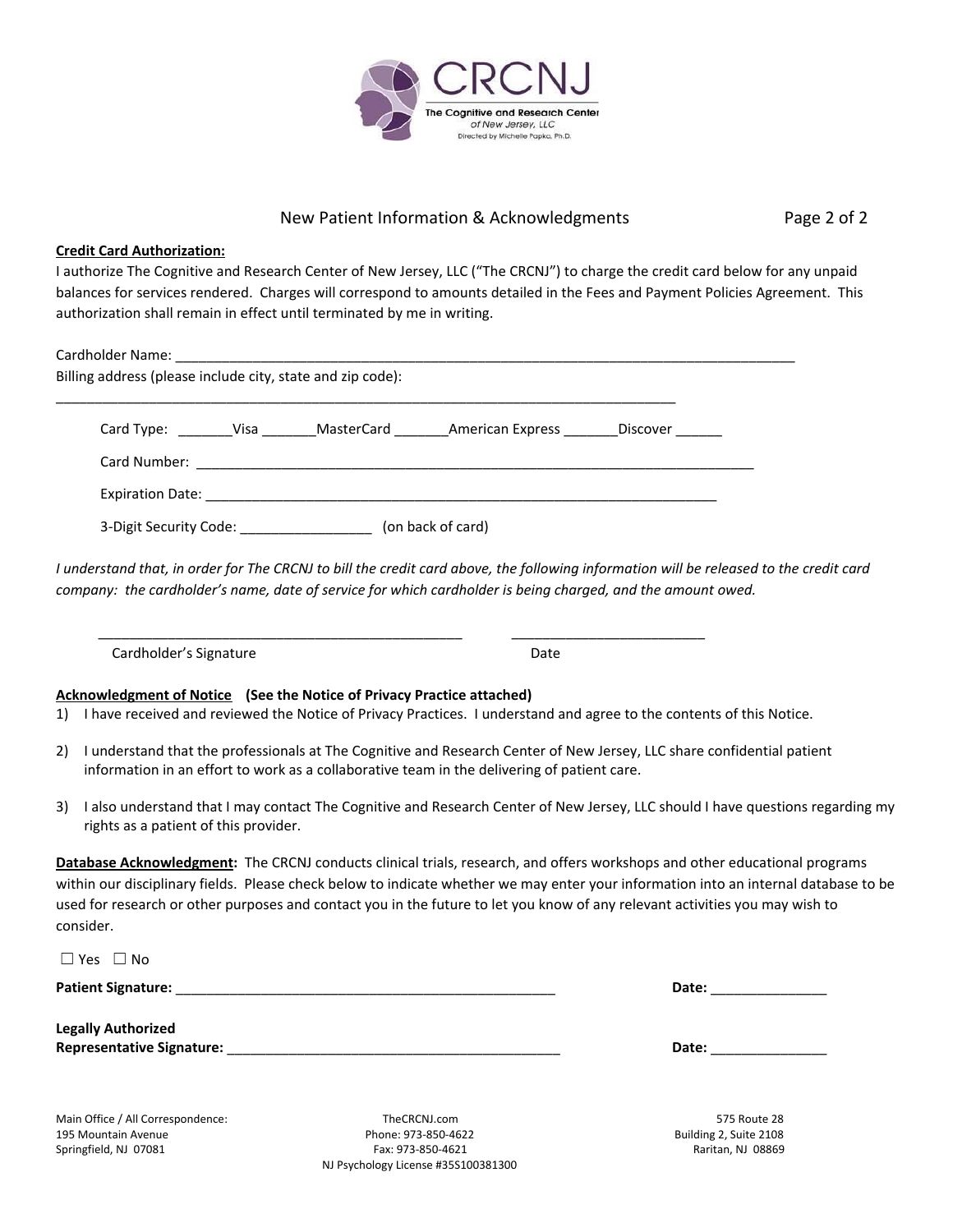CRCNJ

The Cognitive and Research Center of New Jersey, LLC

Directed by Michelle Papka, Ph.D.

## New Patient Information & Acknowledgments

**Credit Card Authorization:**

I authorize The Cognitive and Research Center of New Jersey, LLC ("The CRCNJ") to charge the credit card below for any unpaid balances for services rendered. Charges will correspond to amounts detailed in the Fees and Payment Policies Agreement. This authorization shall remain in effect until terminated by me in writing.

Cardholder Name: ______________________________________________________________________________

Billing address (please include city, state and zip code):

______________________________________________________________________________

Card Type: _______Visa _______MasterCard _______American Express _______Discover ______

Card Number: ________________________________________________________________________

Expiration Date: _____________________________________________________________________

3-Digit Security Code: _________________ (on back of card)

*I understand that, in order for The CRCNJ to bill the credit card above, the following information will be released to the credit card company: the cardholder's name, date of service for which cardholder is being charged, and the amount owed.*

________________________________________________ _________________________

Cardholder's Signature Date

**Acknowledgment of Notice (See the Notice of Privacy Practice attached)**

1) I have received and reviewed the Notice of Privacy Practices. I understand and agree to the contents of this Notice.
2) I understand that the professionals at The Cognitive and Research Center of New Jersey, LLC share confidential patient information in an effort to work as a collaborative team in the delivering of patient care.
3) I also understand that I may contact The Cognitive and Research Center of New Jersey, LLC should I have questions regarding my rights as a patient of this provider.

**Database Acknowledgment:** The CRCNJ conducts clinical trials, research, and offers workshops and other educational programs within our disciplinary fields. Please check below to indicate whether we may enter your information into an internal database to be used for research or other purposes and contact you in the future to let you know of any relevant activities you may wish to consider.

☐ Yes ☐ No

**Patient Signature:** __________________________________________________ **Date:** _______________

**Legally Authorized Representative Signature:** ____________________________________________ **Date:** _______________

Main Office / All Correspondence:
195 Mountain Avenue
Springfield, NJ 07081

TheCRCNJ.com
Phone: 973-850-4622
Fax: 973-850-4621
NJ Psychology License #35S100381300

575 Route 28
Building 2, Suite 2108
Raritan, NJ 08869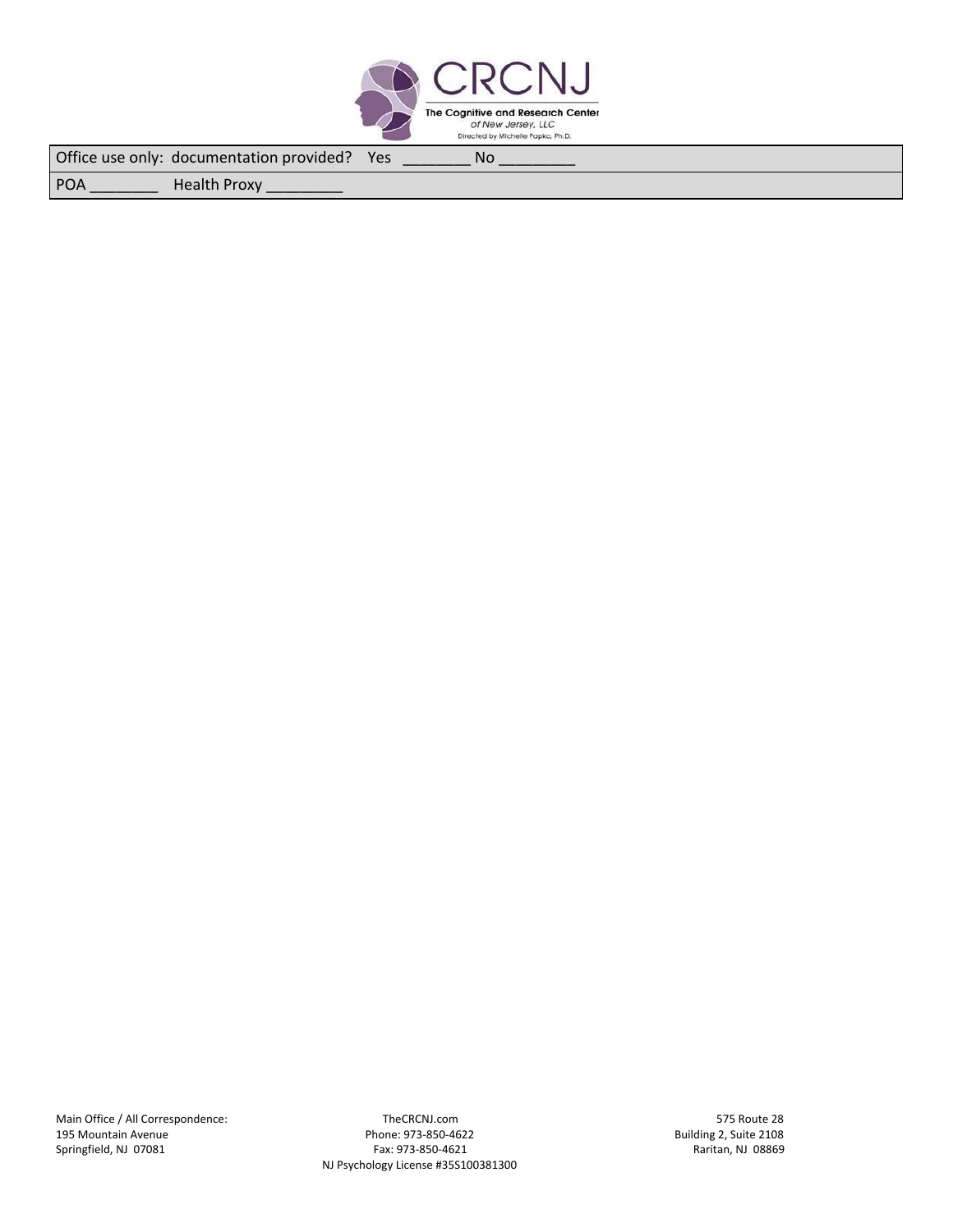| Office use only: documentation provided? Yes ________ No _________ |
| --- |
| POA ________ Health Proxy _________ |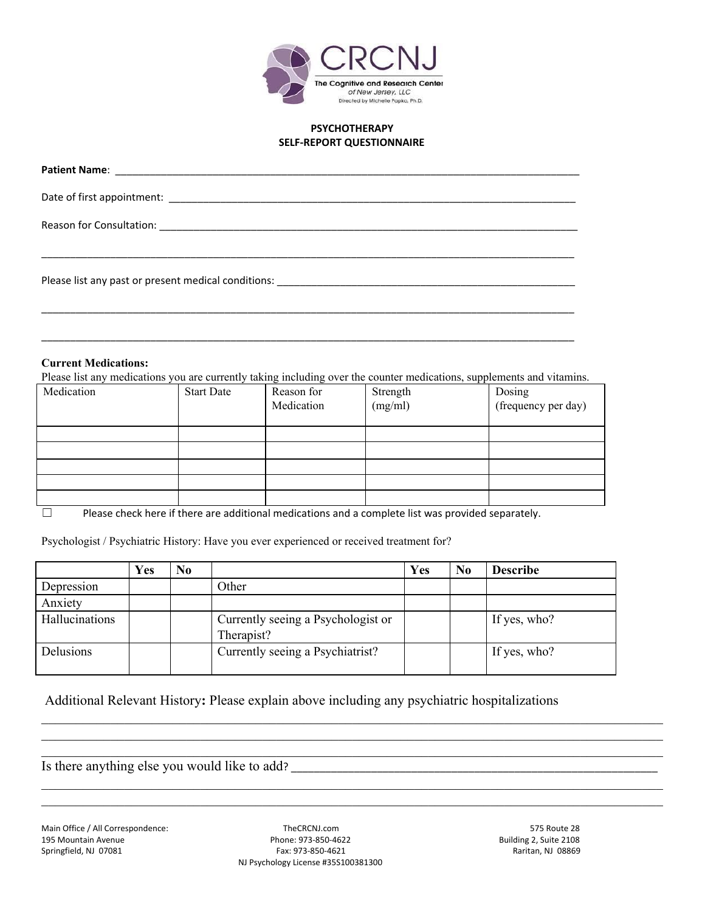CRCNJ

The Cognitive and Research Center of New Jersey, LLC

Directed by Michelle Papka, Ph.D.

**PSYCHOTHERAPY**
**SELF-REPORT QUESTIONNAIRE**

**Patient Name**: ______________________________________________________________________________

Date of first appointment: _________________________________________________________________________

Reason for Consultation: __________________________________________________________________________

__________________________________________________________________________________________

Please list any past or present medical conditions: _____________________________________________________

__________________________________________________________________________________________

__________________________________________________________________________________________

**Current Medications:**
Please list any medications you are currently taking including over the counter medications, supplements and vitamins.

| Medication | Start Date | Reason for Medication | Strength (mg/ml) | Dosing (frequency per day) |
|---|---|---|---|---|
| | | | | |
| | | | | |
| | | | | |
| | | | | |
| | | | | |

☐ Please check here if there are additional medications and a complete list was provided separately.

Psychologist / Psychiatric History: Have you ever experienced or received treatment for?

| | Yes | No | | Yes | No | Describe |
|---|---|---|---|---|---|---|
| Depression | | | Other | | | |
| Anxiety | | | | | | |
| Hallucinations | | | Currently seeing a Psychologist or Therapist? | | | If yes, who? |
| Delusions | | | Currently seeing a Psychiatrist? | | | If yes, who? |

Additional Relevant History**:** Please explain above including any psychiatric hospitalizations

__________________________________________________________________________________________

__________________________________________________________________________________________

Is there anything else you would like to add? ____________________________________________________

__________________________________________________________________________________________

__________________________________________________________________________________________

Main Office / All Correspondence:
195 Mountain Avenue
Springfield, NJ 07081

TheCRCNJ.com
Phone: 973-850-4622
Fax: 973-850-4621
NJ Psychology License #35S100381300

575 Route 28
Building 2, Suite 2108
Raritan, NJ 08869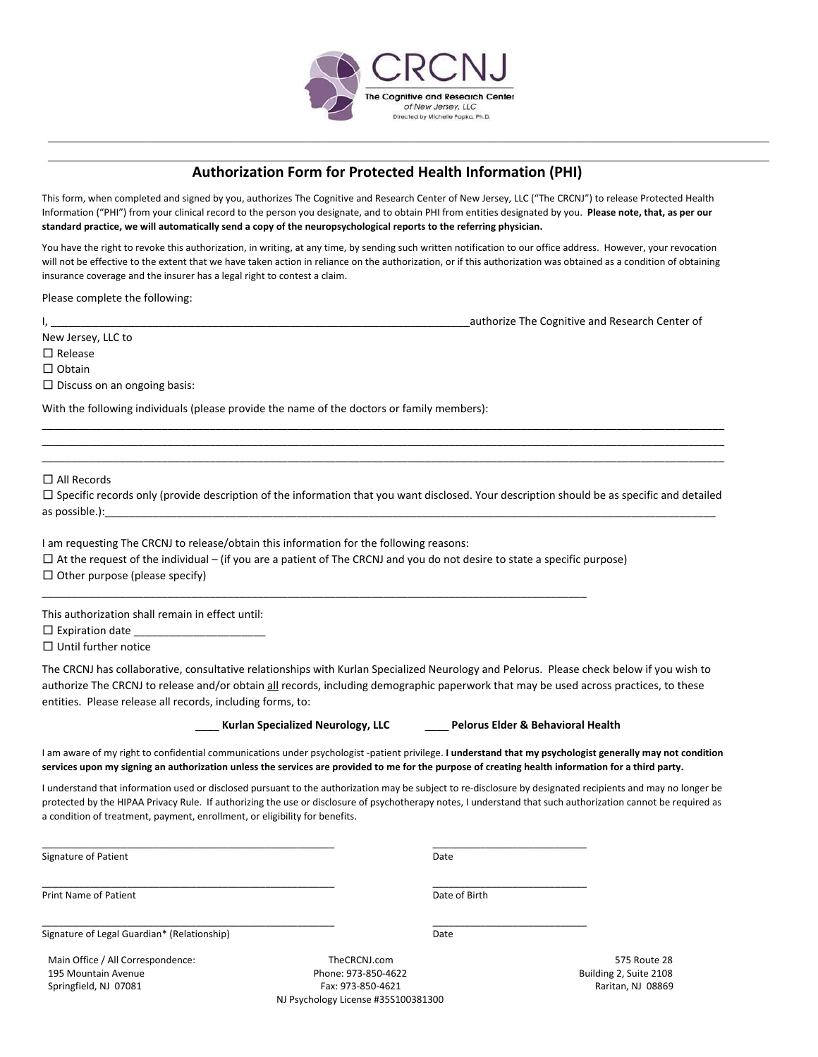CRCNJ

The Cognitive and Research Center of New Jersey, LLC

Directed by Michelle Papka, Ph.D.

---

## Authorization Form for Protected Health Information (PHI)

This form, when completed and signed by you, authorizes The Cognitive and Research Center of New Jersey, LLC ("The CRCNJ") to release Protected Health Information ("PHI") from your clinical record to the person you designate, and to obtain PHI from entities designated by you. **Please note, that, as per our standard practice, we will automatically send a copy of the neuropsychological reports to the referring physician.**

You have the right to revoke this authorization, in writing, at any time, by sending such written notification to our office address. However, your revocation will not be effective to the extent that we have taken action in reliance on the authorization, or if this authorization was obtained as a condition of obtaining insurance coverage and the insurer has a legal right to contest a claim.

Please complete the following:

I, ___________________________________________________________________________authorize The Cognitive and Research Center of New Jersey, LLC to

☐ Release

☐ Obtain

☐ Discuss on an ongoing basis:

With the following individuals (please provide the name of the doctors or family members):

_______________________________________________________________________________________________________________

_______________________________________________________________________________________________________________

_______________________________________________________________________________________________________________

☐ All Records

☐ Specific records only (provide description of the information that you want disclosed. Your description should be as specific and detailed as possible.):_________________________________________________________________________________________________________

I am requesting The CRCNJ to release/obtain this information for the following reasons:

☐ At the request of the individual – (if you are a patient of The CRCNJ and you do not desire to state a specific purpose)

☐ Other purpose (please specify)

_____________________________________________________________________________________________

This authorization shall remain in effect until:

☐ Expiration date ______________________

☐ Until further notice

The CRCNJ has collaborative, consultative relationships with Kurlan Specialized Neurology and Pelorus. Please check below if you wish to authorize The CRCNJ to release and/or obtain all records, including demographic paperwork that may be used across practices, to these entities. Please release all records, including forms, to:

____ **Kurlan Specialized Neurology, LLC** ____ **Pelorus Elder & Behavioral Health**

I am aware of my right to confidential communications under psychologist -patient privilege. **I understand that my psychologist generally may not condition services upon my signing an authorization unless the services are provided to me for the purpose of creating health information for a third party.**

I understand that information used or disclosed pursuant to the authorization may be subject to re-disclosure by designated recipients and may no longer be protected by the HIPAA Privacy Rule. If authorizing the use or disclosure of psychotherapy notes, I understand that such authorization cannot be required as a condition of treatment, payment, enrollment, or eligibility for benefits.

______________________________________________________ ____________________________

Signature of Patient Date

______________________________________________________ ____________________________

Print Name of Patient Date of Birth

______________________________________________________ ____________________________

Signature of Legal Guardian* (Relationship) Date

Main Office / All Correspondence:
195 Mountain Avenue
Springfield, NJ 07081

TheCRCNJ.com
Phone: 973-850-4622
Fax: 973-850-4621
NJ Psychology License #35S100381300

575 Route 28
Building 2, Suite 2108
Raritan, NJ 08869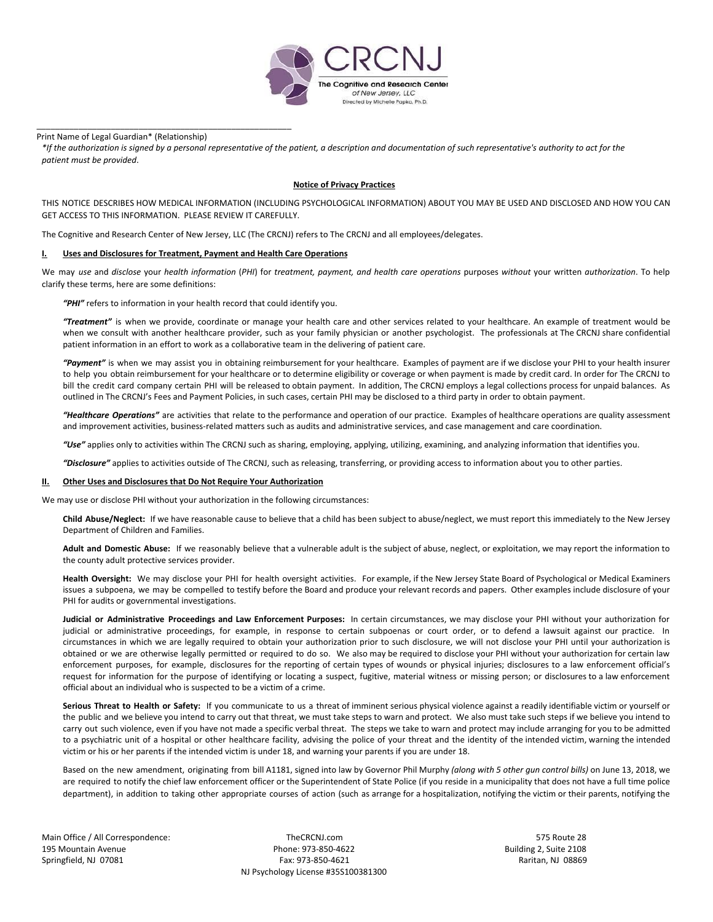\_\_\_\_\_\_\_\_\_\_\_\_\_\_\_\_\_\_\_\_\_\_\_\_\_\_\_\_\_\_\_\_\_\_\_\_\_\_\_\_\_\_\_\_\_\_\_\_\_\_\_\_\_\_\_\_\_\_\_\_

Print Name of Legal Guardian* (Relationship)

*\*If the authorization is signed by a personal representative of the patient, a description and documentation of such representative's authority to act for the patient must be provided*.

## Notice of Privacy Practices

THIS NOTICE DESCRIBES HOW MEDICAL INFORMATION (INCLUDING PSYCHOLOGICAL INFORMATION) ABOUT YOU MAY BE USED AND DISCLOSED AND HOW YOU CAN GET ACCESS TO THIS INFORMATION. PLEASE REVIEW IT CAREFULLY.

The Cognitive and Research Center of New Jersey, LLC (The CRCNJ) refers to The CRCNJ and all employees/delegates.

### I. Uses and Disclosures for Treatment, Payment and Health Care Operations

We may *use* and *disclose* your *health information* (*PHI*) for *treatment, payment, and health care operations* purposes *without* your written *authorization*. To help clarify these terms, here are some definitions:

***"PHI"*** refers to information in your health record that could identify you.

***"Treatment"*** is when we provide, coordinate or manage your health care and other services related to your healthcare. An example of treatment would be when we consult with another healthcare provider, such as your family physician or another psychologist. The professionals at The CRCNJ share confidential patient information in an effort to work as a collaborative team in the delivering of patient care.

***"Payment"*** is when we may assist you in obtaining reimbursement for your healthcare. Examples of payment are if we disclose your PHI to your health insurer to help you obtain reimbursement for your healthcare or to determine eligibility or coverage or when payment is made by credit card. In order for The CRCNJ to bill the credit card company certain PHI will be released to obtain payment. In addition, The CRCNJ employs a legal collections process for unpaid balances. As outlined in The CRCNJ's Fees and Payment Policies, in such cases, certain PHI may be disclosed to a third party in order to obtain payment.

***"Healthcare Operations"*** are activities that relate to the performance and operation of our practice. Examples of healthcare operations are quality assessment and improvement activities, business-related matters such as audits and administrative services, and case management and care coordination.

***"Use"*** applies only to activities within The CRCNJ such as sharing, employing, applying, utilizing, examining, and analyzing information that identifies you.

***"Disclosure"*** applies to activities outside of The CRCNJ, such as releasing, transferring, or providing access to information about you to other parties.

### II. Other Uses and Disclosures that Do Not Require Your Authorization

We may use or disclose PHI without your authorization in the following circumstances:

**Child Abuse/Neglect:** If we have reasonable cause to believe that a child has been subject to abuse/neglect, we must report this immediately to the New Jersey Department of Children and Families.

**Adult and Domestic Abuse:** If we reasonably believe that a vulnerable adult is the subject of abuse, neglect, or exploitation, we may report the information to the county adult protective services provider.

**Health Oversight:** We may disclose your PHI for health oversight activities. For example, if the New Jersey State Board of Psychological or Medical Examiners issues a subpoena, we may be compelled to testify before the Board and produce your relevant records and papers. Other examples include disclosure of your PHI for audits or governmental investigations.

**Judicial or Administrative Proceedings and Law Enforcement Purposes:** In certain circumstances, we may disclose your PHI without your authorization for judicial or administrative proceedings, for example, in response to certain subpoenas or court order, or to defend a lawsuit against our practice. In circumstances in which we are legally required to obtain your authorization prior to such disclosure, we will not disclose your PHI until your authorization is obtained or we are otherwise legally permitted or required to do so. We also may be required to disclose your PHI without your authorization for certain law enforcement purposes, for example, disclosures for the reporting of certain types of wounds or physical injuries; disclosures to a law enforcement official's request for information for the purpose of identifying or locating a suspect, fugitive, material witness or missing person; or disclosures to a law enforcement official about an individual who is suspected to be a victim of a crime.

**Serious Threat to Health or Safety:** If you communicate to us a threat of imminent serious physical violence against a readily identifiable victim or yourself or the public and we believe you intend to carry out that threat, we must take steps to warn and protect. We also must take such steps if we believe you intend to carry out such violence, even if you have not made a specific verbal threat. The steps we take to warn and protect may include arranging for you to be admitted to a psychiatric unit of a hospital or other healthcare facility, advising the police of your threat and the identity of the intended victim, warning the intended victim or his or her parents if the intended victim is under 18, and warning your parents if you are under 18.

Based on the new amendment, originating from bill A1181, signed into law by Governor Phil Murphy *(along with 5 other gun control bills)* on June 13, 2018, we are required to notify the chief law enforcement officer or the Superintendent of State Police (if you reside in a municipality that does not have a full time police department), in addition to taking other appropriate courses of action (such as arrange for a hospitalization, notifying the victim or their parents, notifying the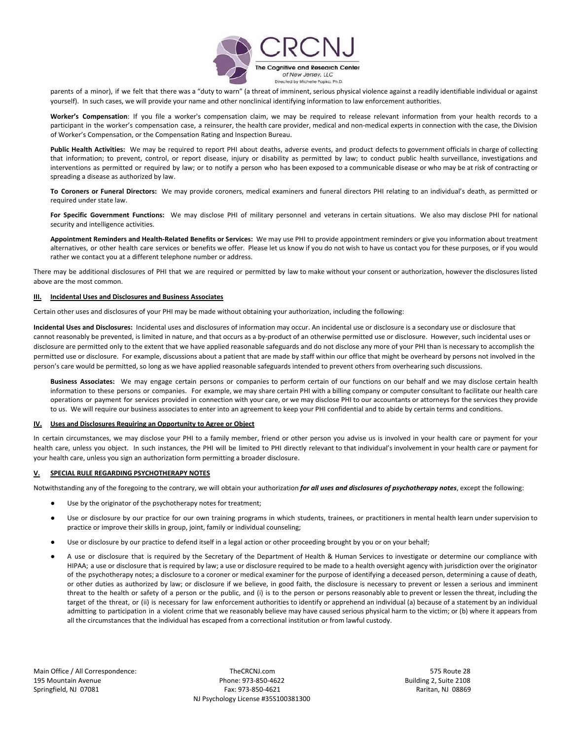parents of a minor), if we felt that there was a "duty to warn" (a threat of imminent, serious physical violence against a readily identifiable individual or against yourself). In such cases, we will provide your name and other nonclinical identifying information to law enforcement authorities.

**Worker's Compensation**: If you file a worker's compensation claim, we may be required to release relevant information from your health records to a participant in the worker's compensation case, a reinsurer, the health care provider, medical and non-medical experts in connection with the case, the Division of Worker's Compensation, or the Compensation Rating and Inspection Bureau.

**Public Health Activities:** We may be required to report PHI about deaths, adverse events, and product defects to government officials in charge of collecting that information; to prevent, control, or report disease, injury or disability as permitted by law; to conduct public health surveillance, investigations and interventions as permitted or required by law; or to notify a person who has been exposed to a communicable disease or who may be at risk of contracting or spreading a disease as authorized by law.

**To Coroners or Funeral Directors:** We may provide coroners, medical examiners and funeral directors PHI relating to an individual's death, as permitted or required under state law.

**For Specific Government Functions:** We may disclose PHI of military personnel and veterans in certain situations. We also may disclose PHI for national security and intelligence activities.

**Appointment Reminders and Health-Related Benefits or Services:** We may use PHI to provide appointment reminders or give you information about treatment alternatives, or other health care services or benefits we offer. Please let us know if you do not wish to have us contact you for these purposes, or if you would rather we contact you at a different telephone number or address.

There may be additional disclosures of PHI that we are required or permitted by law to make without your consent or authorization, however the disclosures listed above are the most common.

## III. Incidental Uses and Disclosures and Business Associates

Certain other uses and disclosures of your PHI may be made without obtaining your authorization, including the following:

**Incidental Uses and Disclosures:** Incidental uses and disclosures of information may occur. An incidental use or disclosure is a secondary use or disclosure that cannot reasonably be prevented, is limited in nature, and that occurs as a by-product of an otherwise permitted use or disclosure. However, such incidental uses or disclosure are permitted only to the extent that we have applied reasonable safeguards and do not disclose any more of your PHI than is necessary to accomplish the permitted use or disclosure. For example, discussions about a patient that are made by staff within our office that might be overheard by persons not involved in the person's care would be permitted, so long as we have applied reasonable safeguards intended to prevent others from overhearing such discussions.

**Business Associates:** We may engage certain persons or companies to perform certain of our functions on our behalf and we may disclose certain health information to these persons or companies. For example, we may share certain PHI with a billing company or computer consultant to facilitate our health care operations or payment for services provided in connection with your care, or we may disclose PHI to our accountants or attorneys for the services they provide to us. We will require our business associates to enter into an agreement to keep your PHI confidential and to abide by certain terms and conditions.

## IV. Uses and Disclosures Requiring an Opportunity to Agree or Object

In certain circumstances, we may disclose your PHI to a family member, friend or other person you advise us is involved in your health care or payment for your health care, unless you object. In such instances, the PHI will be limited to PHI directly relevant to that individual's involvement in your health care or payment for your health care, unless you sign an authorization form permitting a broader disclosure.

## V. SPECIAL RULE REGARDING PSYCHOTHERAPY NOTES

Notwithstanding any of the foregoing to the contrary, we will obtain your authorization ***for all uses and disclosures of psychotherapy notes***, except the following:

- Use by the originator of the psychotherapy notes for treatment;
- Use or disclosure by our practice for our own training programs in which students, trainees, or practitioners in mental health learn under supervision to practice or improve their skills in group, joint, family or individual counseling;
- Use or disclosure by our practice to defend itself in a legal action or other proceeding brought by you or on your behalf;
- A use or disclosure that is required by the Secretary of the Department of Health & Human Services to investigate or determine our compliance with HIPAA; a use or disclosure that is required by law; a use or disclosure required to be made to a health oversight agency with jurisdiction over the originator of the psychotherapy notes; a disclosure to a coroner or medical examiner for the purpose of identifying a deceased person, determining a cause of death, or other duties as authorized by law; or disclosure if we believe, in good faith, the disclosure is necessary to prevent or lessen a serious and imminent threat to the health or safety of a person or the public, and (i) is to the person or persons reasonably able to prevent or lessen the threat, including the target of the threat, or (ii) is necessary for law enforcement authorities to identify or apprehend an individual (a) because of a statement by an individual admitting to participation in a violent crime that we reasonably believe may have caused serious physical harm to the victim; or (b) where it appears from all the circumstances that the individual has escaped from a correctional institution or from lawful custody.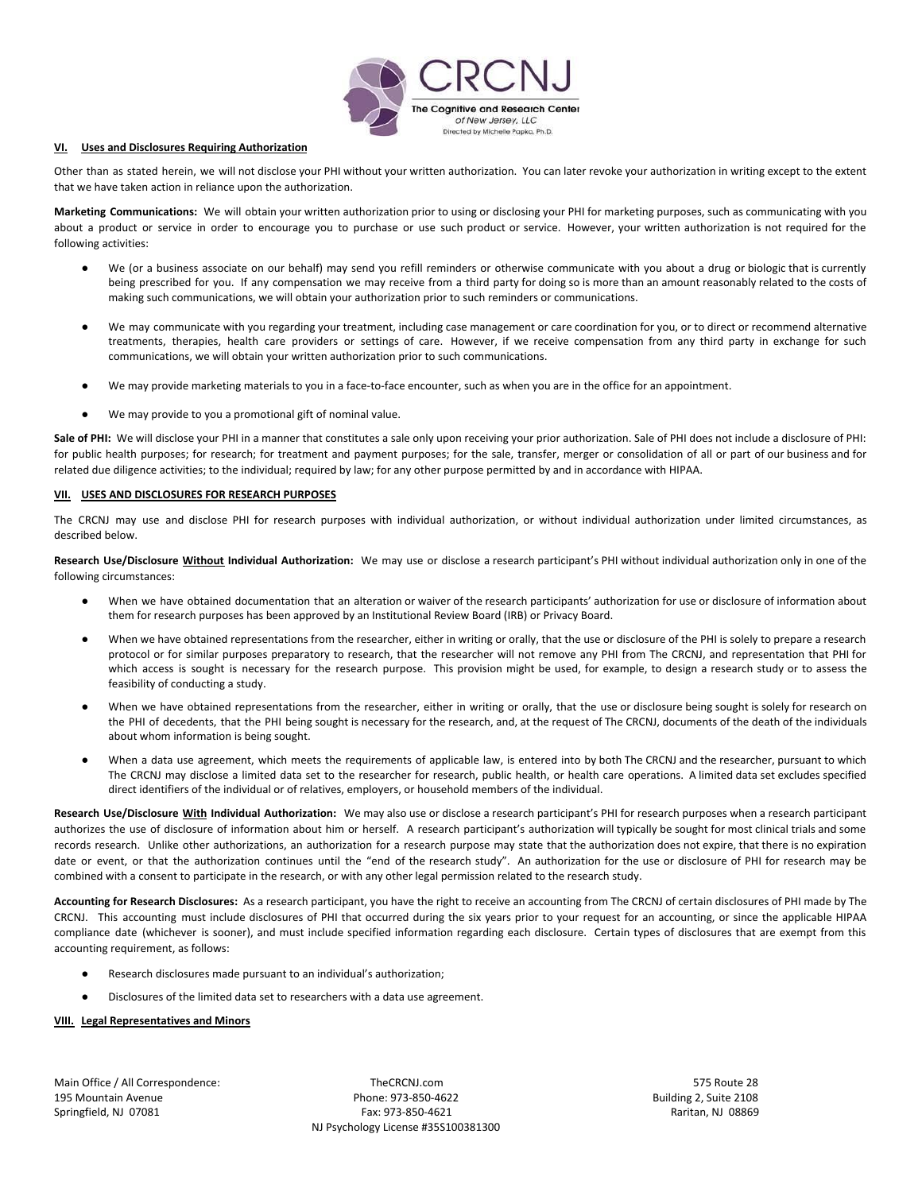## VI. Uses and Disclosures Requiring Authorization

Other than as stated herein, we will not disclose your PHI without your written authorization. You can later revoke your authorization in writing except to the extent that we have taken action in reliance upon the authorization.

**Marketing Communications:** We will obtain your written authorization prior to using or disclosing your PHI for marketing purposes, such as communicating with you about a product or service in order to encourage you to purchase or use such product or service. However, your written authorization is not required for the following activities:

- We (or a business associate on our behalf) may send you refill reminders or otherwise communicate with you about a drug or biologic that is currently being prescribed for you. If any compensation we may receive from a third party for doing so is more than an amount reasonably related to the costs of making such communications, we will obtain your authorization prior to such reminders or communications.
- We may communicate with you regarding your treatment, including case management or care coordination for you, or to direct or recommend alternative treatments, therapies, health care providers or settings of care. However, if we receive compensation from any third party in exchange for such communications, we will obtain your written authorization prior to such communications.
- We may provide marketing materials to you in a face-to-face encounter, such as when you are in the office for an appointment.
- We may provide to you a promotional gift of nominal value.

**Sale of PHI:** We will disclose your PHI in a manner that constitutes a sale only upon receiving your prior authorization. Sale of PHI does not include a disclosure of PHI: for public health purposes; for research; for treatment and payment purposes; for the sale, transfer, merger or consolidation of all or part of our business and for related due diligence activities; to the individual; required by law; for any other purpose permitted by and in accordance with HIPAA.

## VII. USES AND DISCLOSURES FOR RESEARCH PURPOSES

The CRCNJ may use and disclose PHI for research purposes with individual authorization, or without individual authorization under limited circumstances, as described below.

**Research Use/Disclosure Without Individual Authorization:** We may use or disclose a research participant's PHI without individual authorization only in one of the following circumstances:

- When we have obtained documentation that an alteration or waiver of the research participants' authorization for use or disclosure of information about them for research purposes has been approved by an Institutional Review Board (IRB) or Privacy Board.
- When we have obtained representations from the researcher, either in writing or orally, that the use or disclosure of the PHI is solely to prepare a research protocol or for similar purposes preparatory to research, that the researcher will not remove any PHI from The CRCNJ, and representation that PHI for which access is sought is necessary for the research purpose. This provision might be used, for example, to design a research study or to assess the feasibility of conducting a study.
- When we have obtained representations from the researcher, either in writing or orally, that the use or disclosure being sought is solely for research on the PHI of decedents, that the PHI being sought is necessary for the research, and, at the request of The CRCNJ, documents of the death of the individuals about whom information is being sought.
- When a data use agreement, which meets the requirements of applicable law, is entered into by both The CRCNJ and the researcher, pursuant to which The CRCNJ may disclose a limited data set to the researcher for research, public health, or health care operations. A limited data set excludes specified direct identifiers of the individual or of relatives, employers, or household members of the individual.

**Research Use/Disclosure With Individual Authorization:** We may also use or disclose a research participant's PHI for research purposes when a research participant authorizes the use of disclosure of information about him or herself. A research participant's authorization will typically be sought for most clinical trials and some records research. Unlike other authorizations, an authorization for a research purpose may state that the authorization does not expire, that there is no expiration date or event, or that the authorization continues until the "end of the research study". An authorization for the use or disclosure of PHI for research may be combined with a consent to participate in the research, or with any other legal permission related to the research study.

**Accounting for Research Disclosures:** As a research participant, you have the right to receive an accounting from The CRCNJ of certain disclosures of PHI made by The CRCNJ. This accounting must include disclosures of PHI that occurred during the six years prior to your request for an accounting, or since the applicable HIPAA compliance date (whichever is sooner), and must include specified information regarding each disclosure. Certain types of disclosures that are exempt from this accounting requirement, as follows:

- Research disclosures made pursuant to an individual's authorization;
- Disclosures of the limited data set to researchers with a data use agreement.

## VIII. Legal Representatives and Minors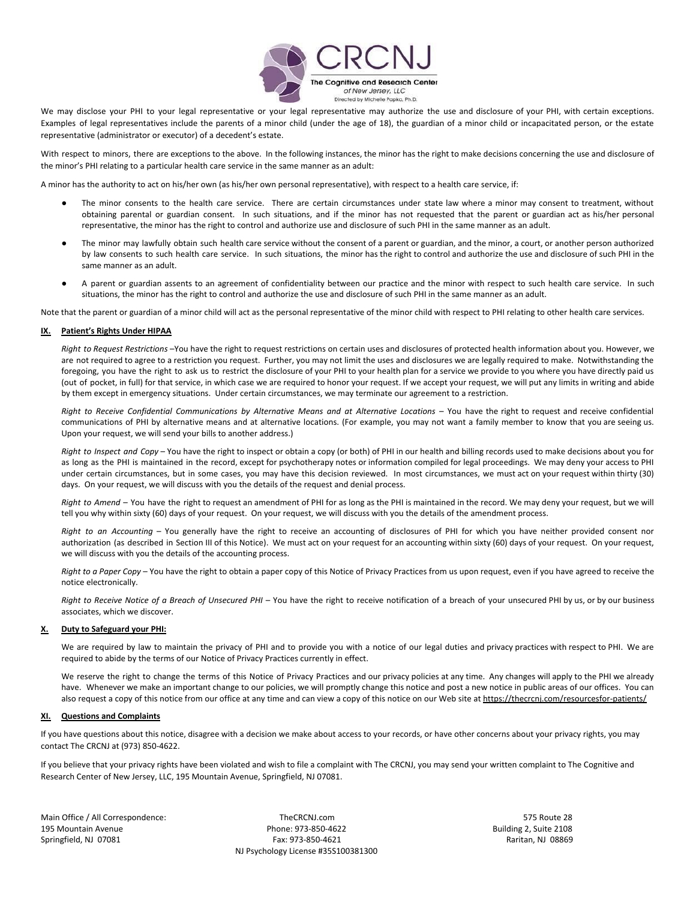We may disclose your PHI to your legal representative or your legal representative may authorize the use and disclosure of your PHI, with certain exceptions. Examples of legal representatives include the parents of a minor child (under the age of 18), the guardian of a minor child or incapacitated person, or the estate representative (administrator or executor) of a decedent's estate.

With respect to minors, there are exceptions to the above. In the following instances, the minor has the right to make decisions concerning the use and disclosure of the minor's PHI relating to a particular health care service in the same manner as an adult:

A minor has the authority to act on his/her own (as his/her own personal representative), with respect to a health care service, if:

- The minor consents to the health care service. There are certain circumstances under state law where a minor may consent to treatment, without obtaining parental or guardian consent. In such situations, and if the minor has not requested that the parent or guardian act as his/her personal representative, the minor has the right to control and authorize use and disclosure of such PHI in the same manner as an adult.
- The minor may lawfully obtain such health care service without the consent of a parent or guardian, and the minor, a court, or another person authorized by law consents to such health care service. In such situations, the minor has the right to control and authorize the use and disclosure of such PHI in the same manner as an adult.
- A parent or guardian assents to an agreement of confidentiality between our practice and the minor with respect to such health care service. In such situations, the minor has the right to control and authorize the use and disclosure of such PHI in the same manner as an adult.

Note that the parent or guardian of a minor child will act as the personal representative of the minor child with respect to PHI relating to other health care services.

## IX. Patient's Rights Under HIPAA

*Right to Request Restrictions* –You have the right to request restrictions on certain uses and disclosures of protected health information about you. However, we are not required to agree to a restriction you request. Further, you may not limit the uses and disclosures we are legally required to make. Notwithstanding the foregoing, you have the right to ask us to restrict the disclosure of your PHI to your health plan for a service we provide to you where you have directly paid us (out of pocket, in full) for that service, in which case we are required to honor your request. If we accept your request, we will put any limits in writing and abide by them except in emergency situations. Under certain circumstances, we may terminate our agreement to a restriction.

*Right to Receive Confidential Communications by Alternative Means and at Alternative Locations* – You have the right to request and receive confidential communications of PHI by alternative means and at alternative locations. (For example, you may not want a family member to know that you are seeing us. Upon your request, we will send your bills to another address.)

*Right to Inspect and Copy* – You have the right to inspect or obtain a copy (or both) of PHI in our health and billing records used to make decisions about you for as long as the PHI is maintained in the record, except for psychotherapy notes or information compiled for legal proceedings. We may deny your access to PHI under certain circumstances, but in some cases, you may have this decision reviewed. In most circumstances, we must act on your request within thirty (30) days. On your request, we will discuss with you the details of the request and denial process.

*Right to Amend* – You have the right to request an amendment of PHI for as long as the PHI is maintained in the record. We may deny your request, but we will tell you why within sixty (60) days of your request. On your request, we will discuss with you the details of the amendment process.

*Right to an Accounting* – You generally have the right to receive an accounting of disclosures of PHI for which you have neither provided consent nor authorization (as described in Section III of this Notice). We must act on your request for an accounting within sixty (60) days of your request. On your request, we will discuss with you the details of the accounting process.

*Right to a Paper Copy* – You have the right to obtain a paper copy of this Notice of Privacy Practices from us upon request, even if you have agreed to receive the notice electronically.

*Right to Receive Notice of a Breach of Unsecured PHI* – You have the right to receive notification of a breach of your unsecured PHI by us, or by our business associates, which we discover.

## X. Duty to Safeguard your PHI:

We are required by law to maintain the privacy of PHI and to provide you with a notice of our legal duties and privacy practices with respect to PHI. We are required to abide by the terms of our Notice of Privacy Practices currently in effect.

We reserve the right to change the terms of this Notice of Privacy Practices and our privacy policies at any time. Any changes will apply to the PHI we already have. Whenever we make an important change to our policies, we will promptly change this notice and post a new notice in public areas of our offices. You can also request a copy of this notice from our office at any time and can view a copy of this notice on our Web site at https://thecrcnj.com/resourcesfor-patients/

## XI. Questions and Complaints

If you have questions about this notice, disagree with a decision we make about access to your records, or have other concerns about your privacy rights, you may contact The CRCNJ at (973) 850-4622.

If you believe that your privacy rights have been violated and wish to file a complaint with The CRCNJ, you may send your written complaint to The Cognitive and Research Center of New Jersey, LLC, 195 Mountain Avenue, Springfield, NJ 07081.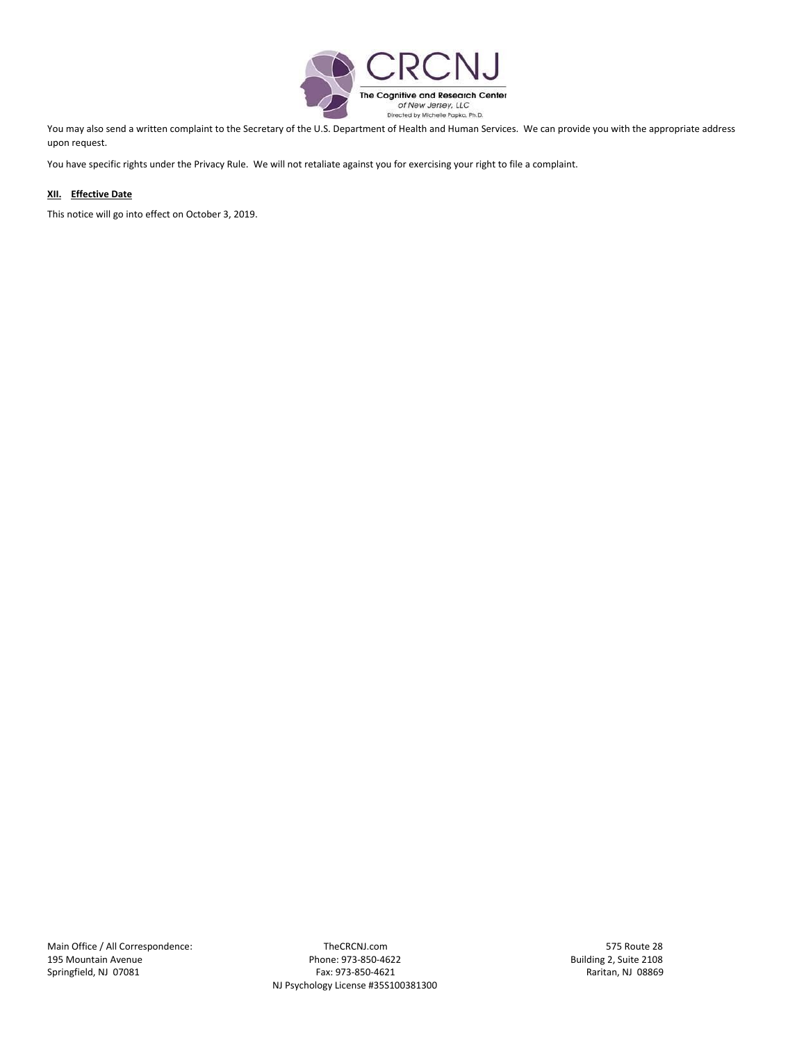You may also send a written complaint to the Secretary of the U.S. Department of Health and Human Services. We can provide you with the appropriate address upon request.

You have specific rights under the Privacy Rule. We will not retaliate against you for exercising your right to file a complaint.

**XII. Effective Date**

This notice will go into effect on October 3, 2019.